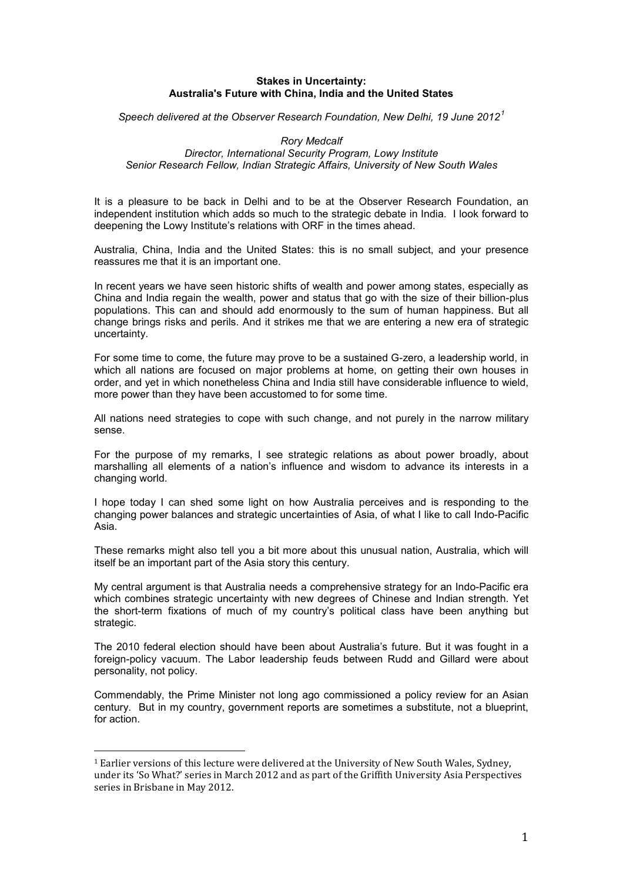**Stakes in Uncertainty:**
**Australia's Future with China, India and the United States**

*Speech delivered at the Observer Research Foundation, New Delhi, 19 June 2012*[1]

*Rory Medcalf*
*Director, International Security Program, Lowy Institute*
*Senior Research Fellow, Indian Strategic Affairs, University of New South Wales*

It is a pleasure to be back in Delhi and to be at the Observer Research Foundation, an independent institution which adds so much to the strategic debate in India. I look forward to deepening the Lowy Institute's relations with ORF in the times ahead.

Australia, China, India and the United States: this is no small subject, and your presence reassures me that it is an important one.

In recent years we have seen historic shifts of wealth and power among states, especially as China and India regain the wealth, power and status that go with the size of their billion-plus populations. This can and should add enormously to the sum of human happiness. But all change brings risks and perils. And it strikes me that we are entering a new era of strategic uncertainty.

For some time to come, the future may prove to be a sustained G-zero, a leadership world, in which all nations are focused on major problems at home, on getting their own houses in order, and yet in which nonetheless China and India still have considerable influence to wield, more power than they have been accustomed to for some time.

All nations need strategies to cope with such change, and not purely in the narrow military sense.

For the purpose of my remarks, I see strategic relations as about power broadly, about marshalling all elements of a nation's influence and wisdom to advance its interests in a changing world.

I hope today I can shed some light on how Australia perceives and is responding to the changing power balances and strategic uncertainties of Asia, of what I like to call Indo-Pacific Asia.

These remarks might also tell you a bit more about this unusual nation, Australia, which will itself be an important part of the Asia story this century.

My central argument is that Australia needs a comprehensive strategy for an Indo-Pacific era which combines strategic uncertainty with new degrees of Chinese and Indian strength. Yet the short-term fixations of much of my country's political class have been anything but strategic.

The 2010 federal election should have been about Australia's future. But it was fought in a foreign-policy vacuum. The Labor leadership feuds between Rudd and Gillard were about personality, not policy.

Commendably, the Prime Minister not long ago commissioned a policy review for an Asian century. But in my country, government reports are sometimes a substitute, not a blueprint, for action.

---

[1] Earlier versions of this lecture were delivered at the University of New South Wales, Sydney, under its 'So What?' series in March 2012 and as part of the Griffith University Asia Perspectives series in Brisbane in May 2012.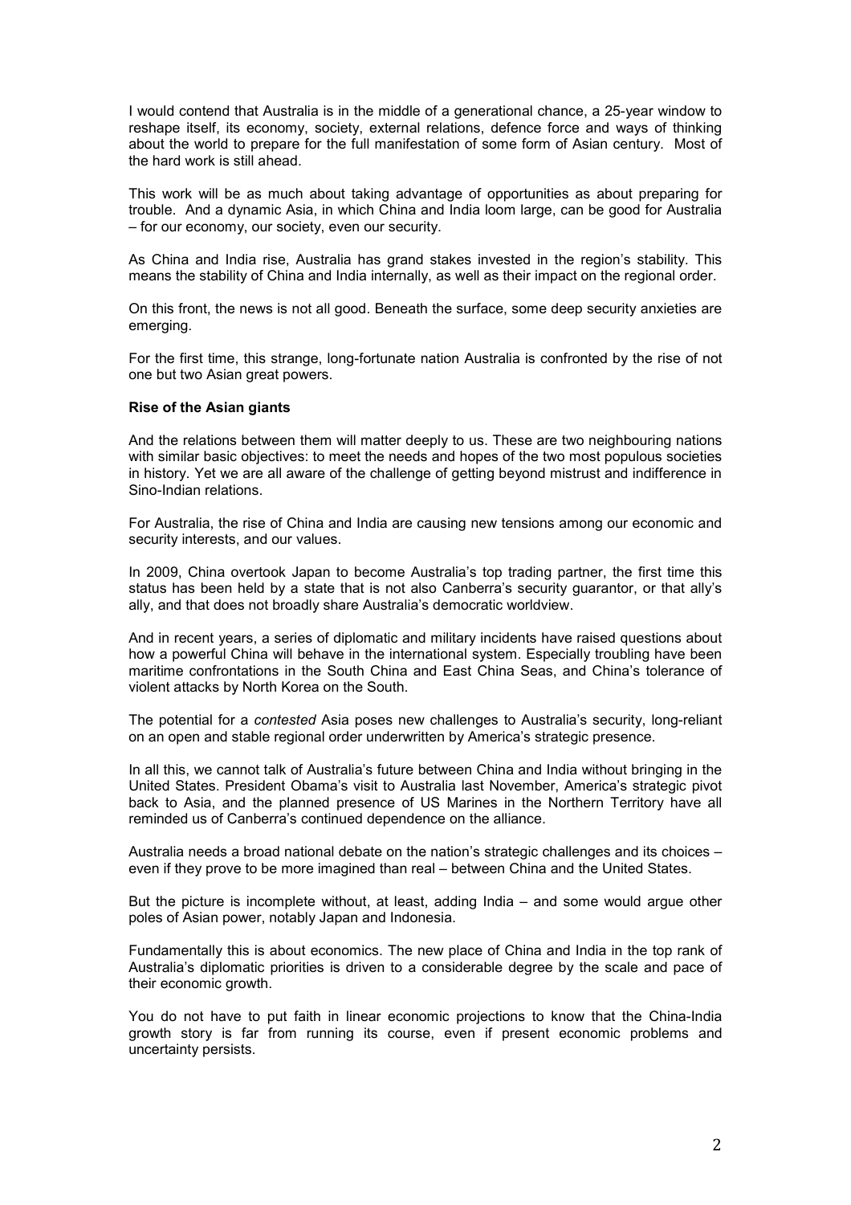I would contend that Australia is in the middle of a generational chance, a 25-year window to reshape itself, its economy, society, external relations, defence force and ways of thinking about the world to prepare for the full manifestation of some form of Asian century. Most of the hard work is still ahead.

This work will be as much about taking advantage of opportunities as about preparing for trouble. And a dynamic Asia, in which China and India loom large, can be good for Australia – for our economy, our society, even our security.

As China and India rise, Australia has grand stakes invested in the region's stability. This means the stability of China and India internally, as well as their impact on the regional order.

On this front, the news is not all good. Beneath the surface, some deep security anxieties are emerging.

For the first time, this strange, long-fortunate nation Australia is confronted by the rise of not one but two Asian great powers.

**Rise of the Asian giants**

And the relations between them will matter deeply to us. These are two neighbouring nations with similar basic objectives: to meet the needs and hopes of the two most populous societies in history. Yet we are all aware of the challenge of getting beyond mistrust and indifference in Sino-Indian relations.

For Australia, the rise of China and India are causing new tensions among our economic and security interests, and our values.

In 2009, China overtook Japan to become Australia's top trading partner, the first time this status has been held by a state that is not also Canberra's security guarantor, or that ally's ally, and that does not broadly share Australia's democratic worldview.

And in recent years, a series of diplomatic and military incidents have raised questions about how a powerful China will behave in the international system. Especially troubling have been maritime confrontations in the South China and East China Seas, and China's tolerance of violent attacks by North Korea on the South.

The potential for a *contested* Asia poses new challenges to Australia's security, long-reliant on an open and stable regional order underwritten by America's strategic presence.

In all this, we cannot talk of Australia's future between China and India without bringing in the United States. President Obama's visit to Australia last November, America's strategic pivot back to Asia, and the planned presence of US Marines in the Northern Territory have all reminded us of Canberra's continued dependence on the alliance.

Australia needs a broad national debate on the nation's strategic challenges and its choices – even if they prove to be more imagined than real – between China and the United States.

But the picture is incomplete without, at least, adding India – and some would argue other poles of Asian power, notably Japan and Indonesia.

Fundamentally this is about economics. The new place of China and India in the top rank of Australia's diplomatic priorities is driven to a considerable degree by the scale and pace of their economic growth.

You do not have to put faith in linear economic projections to know that the China-India growth story is far from running its course, even if present economic problems and uncertainty persists.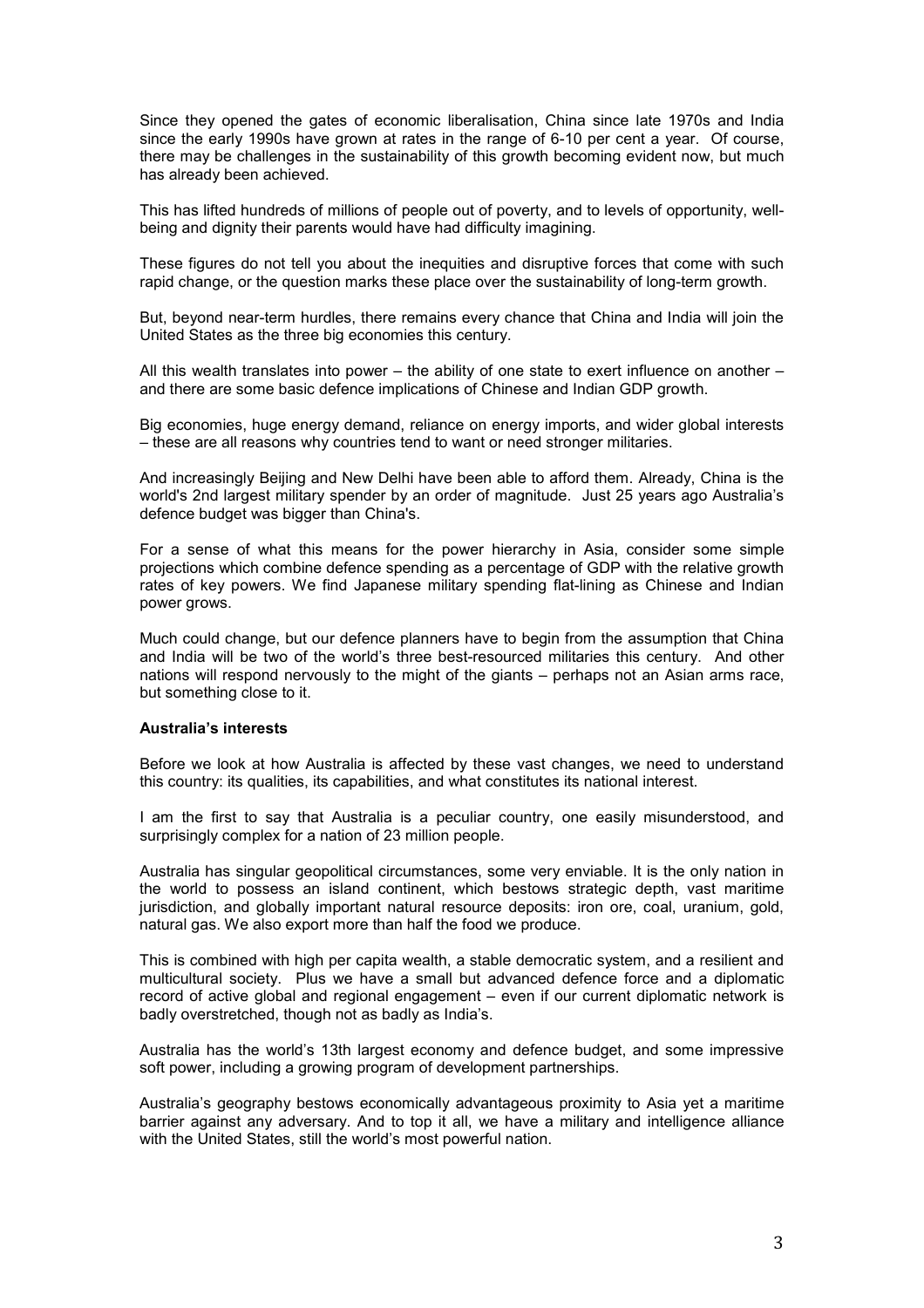Since they opened the gates of economic liberalisation, China since late 1970s and India since the early 1990s have grown at rates in the range of 6-10 per cent a year. Of course, there may be challenges in the sustainability of this growth becoming evident now, but much has already been achieved.

This has lifted hundreds of millions of people out of poverty, and to levels of opportunity, well-being and dignity their parents would have had difficulty imagining.

These figures do not tell you about the inequities and disruptive forces that come with such rapid change, or the question marks these place over the sustainability of long-term growth.

But, beyond near-term hurdles, there remains every chance that China and India will join the United States as the three big economies this century.

All this wealth translates into power – the ability of one state to exert influence on another – and there are some basic defence implications of Chinese and Indian GDP growth.

Big economies, huge energy demand, reliance on energy imports, and wider global interests – these are all reasons why countries tend to want or need stronger militaries.

And increasingly Beijing and New Delhi have been able to afford them. Already, China is the world's 2nd largest military spender by an order of magnitude. Just 25 years ago Australia's defence budget was bigger than China's.

For a sense of what this means for the power hierarchy in Asia, consider some simple projections which combine defence spending as a percentage of GDP with the relative growth rates of key powers. We find Japanese military spending flat-lining as Chinese and Indian power grows.

Much could change, but our defence planners have to begin from the assumption that China and India will be two of the world's three best-resourced militaries this century. And other nations will respond nervously to the might of the giants – perhaps not an Asian arms race, but something close to it.

**Australia's interests**

Before we look at how Australia is affected by these vast changes, we need to understand this country: its qualities, its capabilities, and what constitutes its national interest.

I am the first to say that Australia is a peculiar country, one easily misunderstood, and surprisingly complex for a nation of 23 million people.

Australia has singular geopolitical circumstances, some very enviable. It is the only nation in the world to possess an island continent, which bestows strategic depth, vast maritime jurisdiction, and globally important natural resource deposits: iron ore, coal, uranium, gold, natural gas. We also export more than half the food we produce.

This is combined with high per capita wealth, a stable democratic system, and a resilient and multicultural society. Plus we have a small but advanced defence force and a diplomatic record of active global and regional engagement – even if our current diplomatic network is badly overstretched, though not as badly as India's.

Australia has the world's 13th largest economy and defence budget, and some impressive soft power, including a growing program of development partnerships.

Australia's geography bestows economically advantageous proximity to Asia yet a maritime barrier against any adversary. And to top it all, we have a military and intelligence alliance with the United States, still the world's most powerful nation.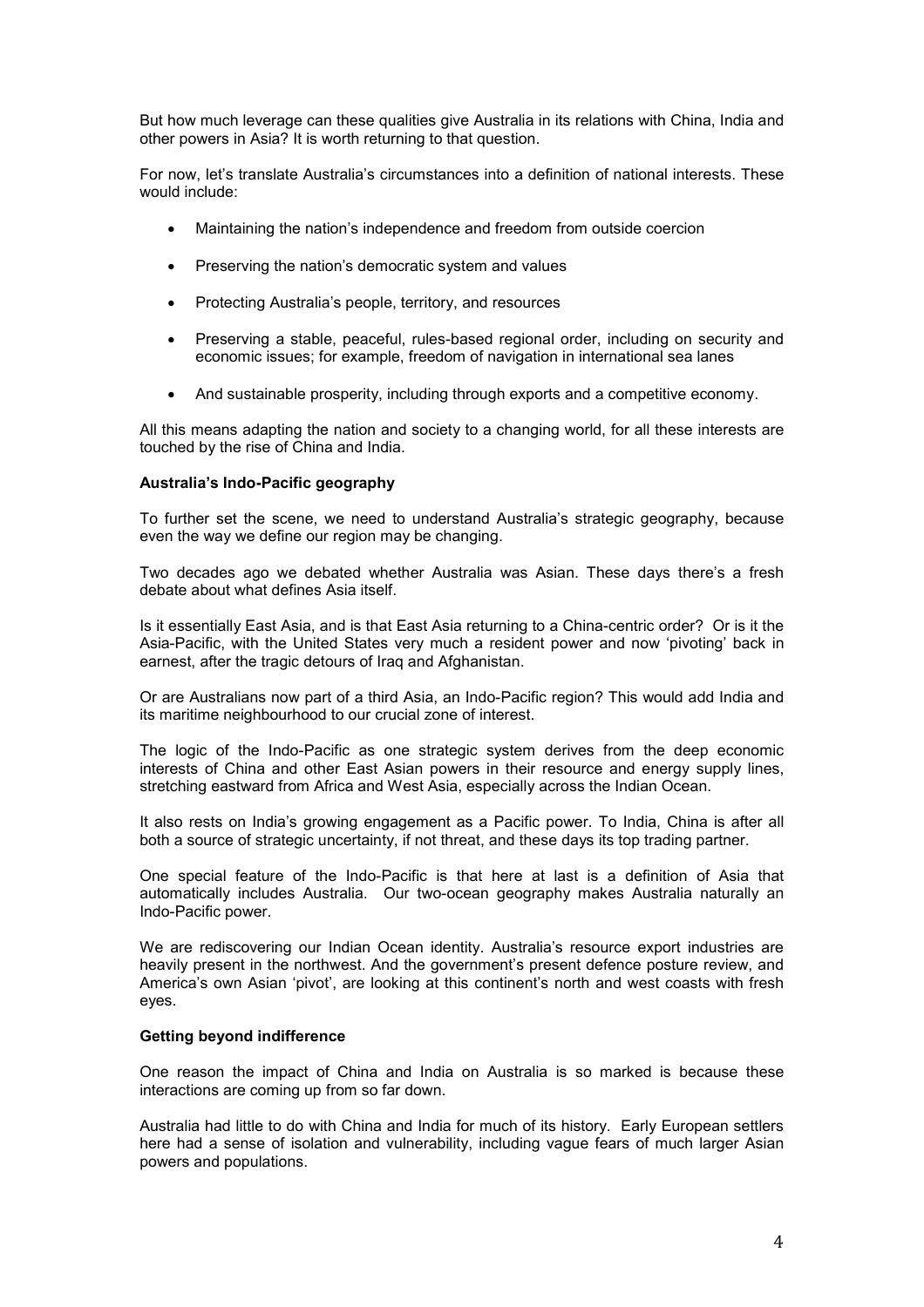But how much leverage can these qualities give Australia in its relations with China, India and other powers in Asia? It is worth returning to that question.

For now, let's translate Australia's circumstances into a definition of national interests. These would include:

- Maintaining the nation's independence and freedom from outside coercion
- Preserving the nation's democratic system and values
- Protecting Australia's people, territory, and resources
- Preserving a stable, peaceful, rules-based regional order, including on security and economic issues; for example, freedom of navigation in international sea lanes
- And sustainable prosperity, including through exports and a competitive economy.

All this means adapting the nation and society to a changing world, for all these interests are touched by the rise of China and India.

**Australia's Indo-Pacific geography**

To further set the scene, we need to understand Australia's strategic geography, because even the way we define our region may be changing.

Two decades ago we debated whether Australia was Asian. These days there's a fresh debate about what defines Asia itself.

Is it essentially East Asia, and is that East Asia returning to a China-centric order? Or is it the Asia-Pacific, with the United States very much a resident power and now 'pivoting' back in earnest, after the tragic detours of Iraq and Afghanistan.

Or are Australians now part of a third Asia, an Indo-Pacific region? This would add India and its maritime neighbourhood to our crucial zone of interest.

The logic of the Indo-Pacific as one strategic system derives from the deep economic interests of China and other East Asian powers in their resource and energy supply lines, stretching eastward from Africa and West Asia, especially across the Indian Ocean.

It also rests on India's growing engagement as a Pacific power. To India, China is after all both a source of strategic uncertainty, if not threat, and these days its top trading partner.

One special feature of the Indo-Pacific is that here at last is a definition of Asia that automatically includes Australia. Our two-ocean geography makes Australia naturally an Indo-Pacific power.

We are rediscovering our Indian Ocean identity. Australia's resource export industries are heavily present in the northwest. And the government's present defence posture review, and America's own Asian 'pivot', are looking at this continent's north and west coasts with fresh eyes.

**Getting beyond indifference**

One reason the impact of China and India on Australia is so marked is because these interactions are coming up from so far down.

Australia had little to do with China and India for much of its history. Early European settlers here had a sense of isolation and vulnerability, including vague fears of much larger Asian powers and populations.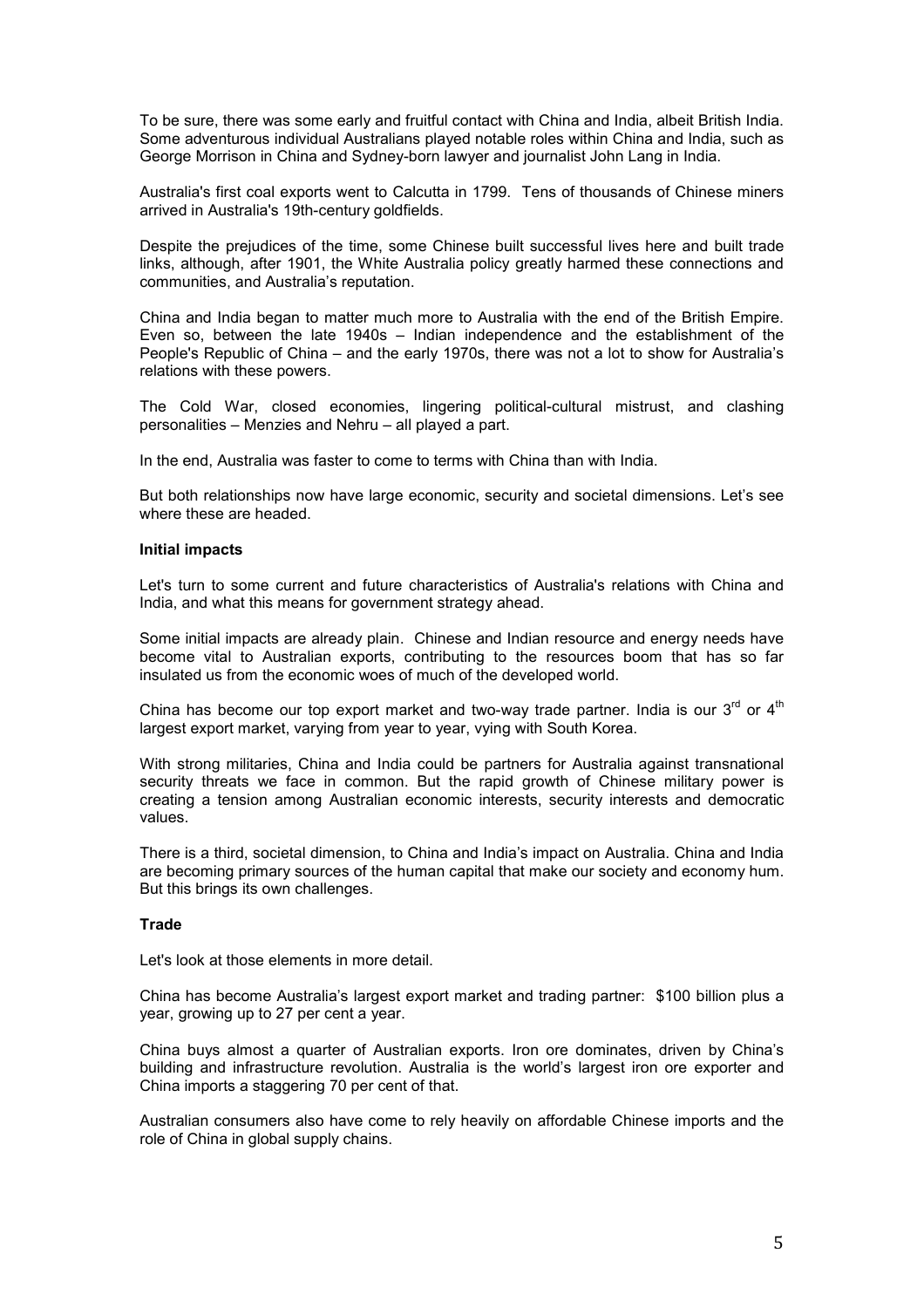To be sure, there was some early and fruitful contact with China and India, albeit British India. Some adventurous individual Australians played notable roles within China and India, such as George Morrison in China and Sydney-born lawyer and journalist John Lang in India.

Australia's first coal exports went to Calcutta in 1799. Tens of thousands of Chinese miners arrived in Australia's 19th-century goldfields.

Despite the prejudices of the time, some Chinese built successful lives here and built trade links, although, after 1901, the White Australia policy greatly harmed these connections and communities, and Australia's reputation.

China and India began to matter much more to Australia with the end of the British Empire. Even so, between the late 1940s – Indian independence and the establishment of the People's Republic of China – and the early 1970s, there was not a lot to show for Australia's relations with these powers.

The Cold War, closed economies, lingering political-cultural mistrust, and clashing personalities – Menzies and Nehru – all played a part.

In the end, Australia was faster to come to terms with China than with India.

But both relationships now have large economic, security and societal dimensions. Let's see where these are headed.

**Initial impacts**

Let's turn to some current and future characteristics of Australia's relations with China and India, and what this means for government strategy ahead.

Some initial impacts are already plain. Chinese and Indian resource and energy needs have become vital to Australian exports, contributing to the resources boom that has so far insulated us from the economic woes of much of the developed world.

China has become our top export market and two-way trade partner. India is our 3rd or 4th largest export market, varying from year to year, vying with South Korea.

With strong militaries, China and India could be partners for Australia against transnational security threats we face in common. But the rapid growth of Chinese military power is creating a tension among Australian economic interests, security interests and democratic values.

There is a third, societal dimension, to China and India's impact on Australia. China and India are becoming primary sources of the human capital that make our society and economy hum. But this brings its own challenges.

**Trade**

Let's look at those elements in more detail.

China has become Australia's largest export market and trading partner: $100 billion plus a year, growing up to 27 per cent a year.

China buys almost a quarter of Australian exports. Iron ore dominates, driven by China's building and infrastructure revolution. Australia is the world's largest iron ore exporter and China imports a staggering 70 per cent of that.

Australian consumers also have come to rely heavily on affordable Chinese imports and the role of China in global supply chains.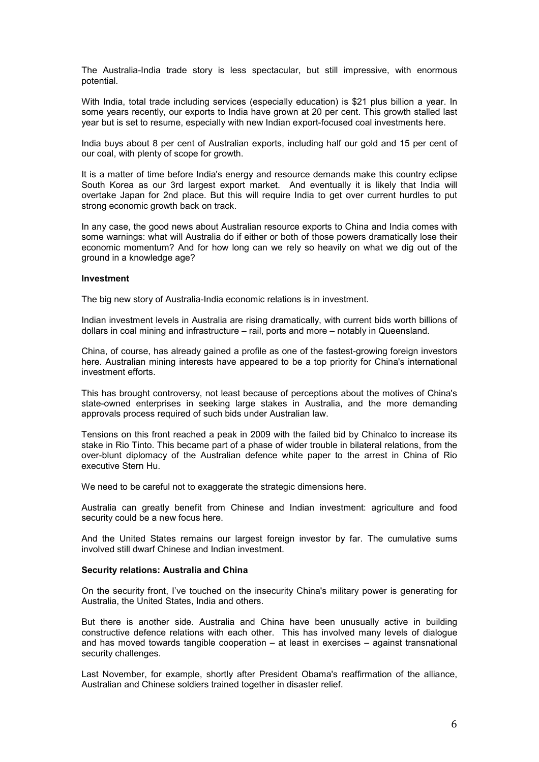The Australia-India trade story is less spectacular, but still impressive, with enormous potential.

With India, total trade including services (especially education) is $21 plus billion a year. In some years recently, our exports to India have grown at 20 per cent. This growth stalled last year but is set to resume, especially with new Indian export-focused coal investments here.

India buys about 8 per cent of Australian exports, including half our gold and 15 per cent of our coal, with plenty of scope for growth.

It is a matter of time before India's energy and resource demands make this country eclipse South Korea as our 3rd largest export market. And eventually it is likely that India will overtake Japan for 2nd place. But this will require India to get over current hurdles to put strong economic growth back on track.

In any case, the good news about Australian resource exports to China and India comes with some warnings: what will Australia do if either or both of those powers dramatically lose their economic momentum? And for how long can we rely so heavily on what we dig out of the ground in a knowledge age?

**Investment**

The big new story of Australia-India economic relations is in investment.

Indian investment levels in Australia are rising dramatically, with current bids worth billions of dollars in coal mining and infrastructure – rail, ports and more – notably in Queensland.

China, of course, has already gained a profile as one of the fastest-growing foreign investors here. Australian mining interests have appeared to be a top priority for China's international investment efforts.

This has brought controversy, not least because of perceptions about the motives of China's state-owned enterprises in seeking large stakes in Australia, and the more demanding approvals process required of such bids under Australian law.

Tensions on this front reached a peak in 2009 with the failed bid by Chinalco to increase its stake in Rio Tinto. This became part of a phase of wider trouble in bilateral relations, from the over-blunt diplomacy of the Australian defence white paper to the arrest in China of Rio executive Stern Hu.

We need to be careful not to exaggerate the strategic dimensions here.

Australia can greatly benefit from Chinese and Indian investment: agriculture and food security could be a new focus here.

And the United States remains our largest foreign investor by far. The cumulative sums involved still dwarf Chinese and Indian investment.

**Security relations: Australia and China**

On the security front, I've touched on the insecurity China's military power is generating for Australia, the United States, India and others.

But there is another side. Australia and China have been unusually active in building constructive defence relations with each other. This has involved many levels of dialogue and has moved towards tangible cooperation – at least in exercises – against transnational security challenges.

Last November, for example, shortly after President Obama's reaffirmation of the alliance, Australian and Chinese soldiers trained together in disaster relief.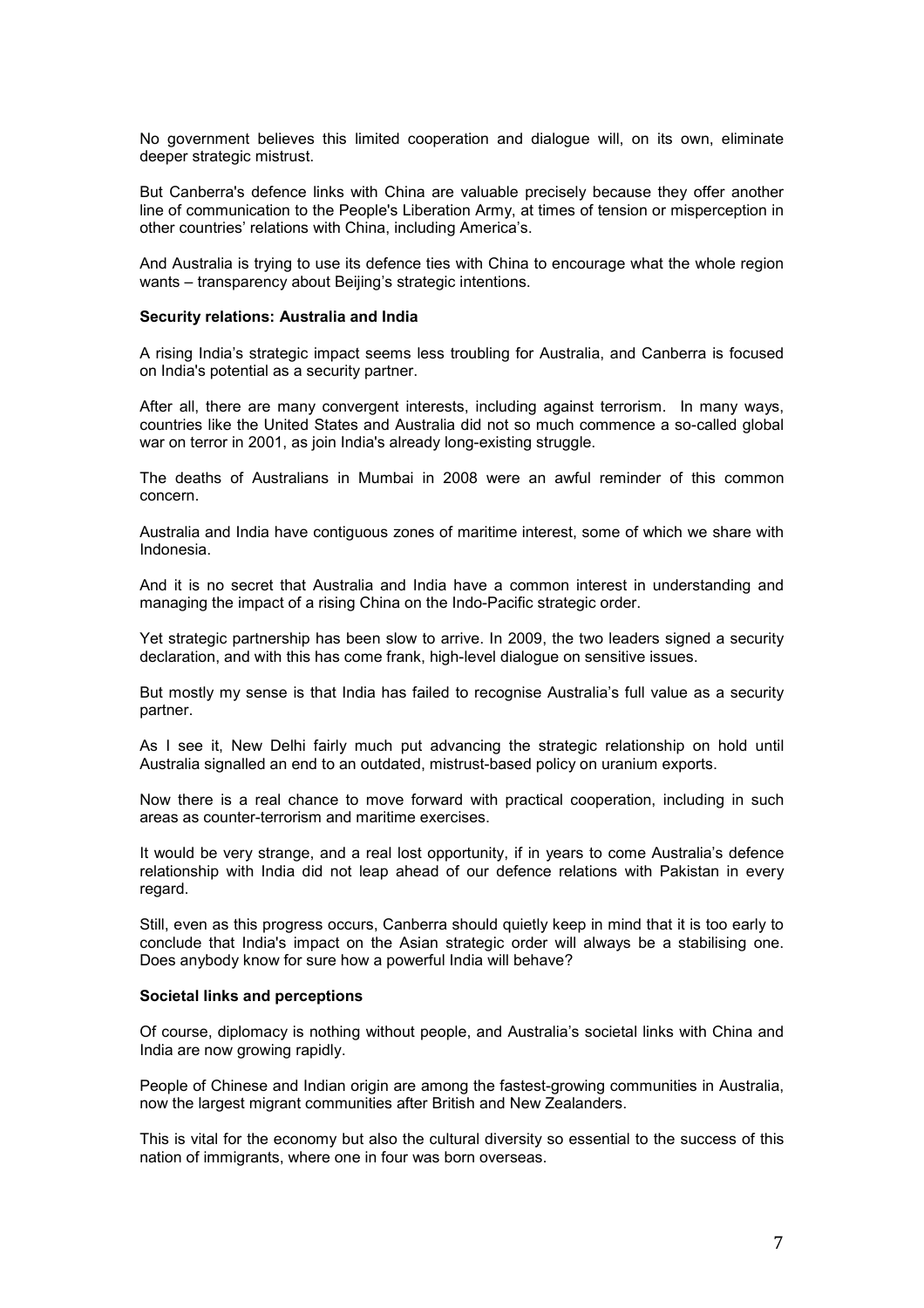No government believes this limited cooperation and dialogue will, on its own, eliminate deeper strategic mistrust.

But Canberra's defence links with China are valuable precisely because they offer another line of communication to the People's Liberation Army, at times of tension or misperception in other countries' relations with China, including America's.

And Australia is trying to use its defence ties with China to encourage what the whole region wants – transparency about Beijing's strategic intentions.

**Security relations: Australia and India**

A rising India's strategic impact seems less troubling for Australia, and Canberra is focused on India's potential as a security partner.

After all, there are many convergent interests, including against terrorism. In many ways, countries like the United States and Australia did not so much commence a so-called global war on terror in 2001, as join India's already long-existing struggle.

The deaths of Australians in Mumbai in 2008 were an awful reminder of this common concern.

Australia and India have contiguous zones of maritime interest, some of which we share with Indonesia.

And it is no secret that Australia and India have a common interest in understanding and managing the impact of a rising China on the Indo-Pacific strategic order.

Yet strategic partnership has been slow to arrive. In 2009, the two leaders signed a security declaration, and with this has come frank, high-level dialogue on sensitive issues.

But mostly my sense is that India has failed to recognise Australia's full value as a security partner.

As I see it, New Delhi fairly much put advancing the strategic relationship on hold until Australia signalled an end to an outdated, mistrust-based policy on uranium exports.

Now there is a real chance to move forward with practical cooperation, including in such areas as counter-terrorism and maritime exercises.

It would be very strange, and a real lost opportunity, if in years to come Australia's defence relationship with India did not leap ahead of our defence relations with Pakistan in every regard.

Still, even as this progress occurs, Canberra should quietly keep in mind that it is too early to conclude that India's impact on the Asian strategic order will always be a stabilising one. Does anybody know for sure how a powerful India will behave?

**Societal links and perceptions**

Of course, diplomacy is nothing without people, and Australia's societal links with China and India are now growing rapidly.

People of Chinese and Indian origin are among the fastest-growing communities in Australia, now the largest migrant communities after British and New Zealanders.

This is vital for the economy but also the cultural diversity so essential to the success of this nation of immigrants, where one in four was born overseas.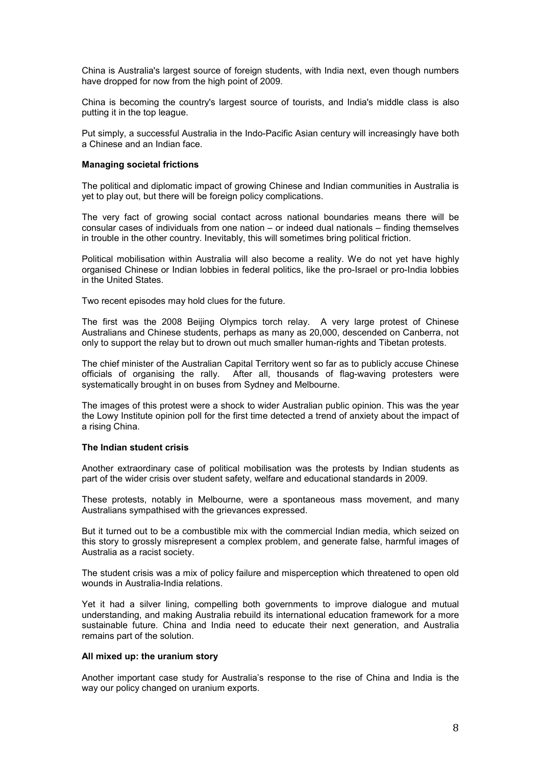China is Australia's largest source of foreign students, with India next, even though numbers have dropped for now from the high point of 2009.

China is becoming the country's largest source of tourists, and India's middle class is also putting it in the top league.

Put simply, a successful Australia in the Indo-Pacific Asian century will increasingly have both a Chinese and an Indian face.

**Managing societal frictions**

The political and diplomatic impact of growing Chinese and Indian communities in Australia is yet to play out, but there will be foreign policy complications.

The very fact of growing social contact across national boundaries means there will be consular cases of individuals from one nation – or indeed dual nationals – finding themselves in trouble in the other country. Inevitably, this will sometimes bring political friction.

Political mobilisation within Australia will also become a reality. We do not yet have highly organised Chinese or Indian lobbies in federal politics, like the pro-Israel or pro-India lobbies in the United States.

Two recent episodes may hold clues for the future.

The first was the 2008 Beijing Olympics torch relay. A very large protest of Chinese Australians and Chinese students, perhaps as many as 20,000, descended on Canberra, not only to support the relay but to drown out much smaller human-rights and Tibetan protests.

The chief minister of the Australian Capital Territory went so far as to publicly accuse Chinese officials of organising the rally. After all, thousands of flag-waving protesters were systematically brought in on buses from Sydney and Melbourne.

The images of this protest were a shock to wider Australian public opinion. This was the year the Lowy Institute opinion poll for the first time detected a trend of anxiety about the impact of a rising China.

**The Indian student crisis**

Another extraordinary case of political mobilisation was the protests by Indian students as part of the wider crisis over student safety, welfare and educational standards in 2009.

These protests, notably in Melbourne, were a spontaneous mass movement, and many Australians sympathised with the grievances expressed.

But it turned out to be a combustible mix with the commercial Indian media, which seized on this story to grossly misrepresent a complex problem, and generate false, harmful images of Australia as a racist society.

The student crisis was a mix of policy failure and misperception which threatened to open old wounds in Australia-India relations.

Yet it had a silver lining, compelling both governments to improve dialogue and mutual understanding, and making Australia rebuild its international education framework for a more sustainable future. China and India need to educate their next generation, and Australia remains part of the solution.

**All mixed up: the uranium story**

Another important case study for Australia's response to the rise of China and India is the way our policy changed on uranium exports.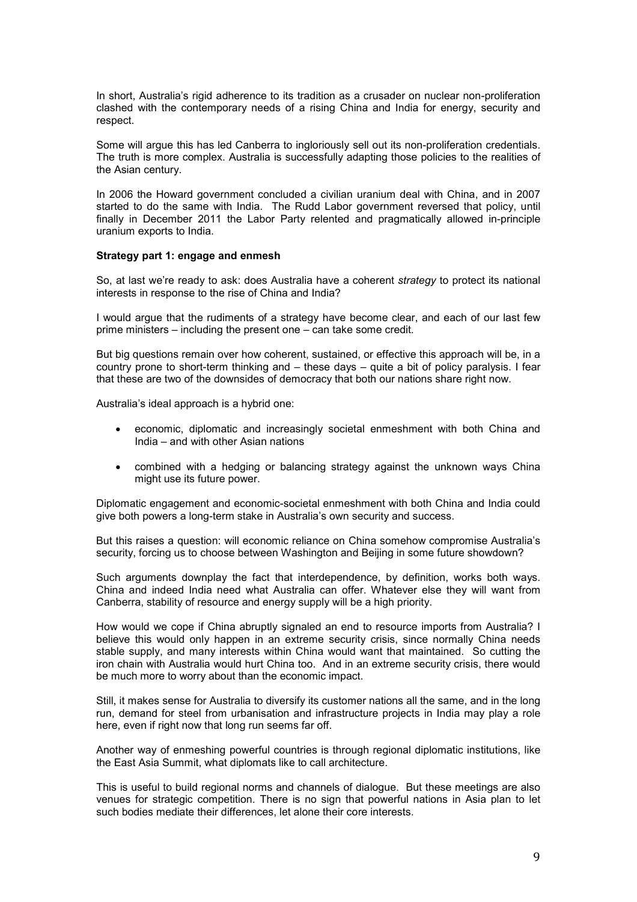In short, Australia's rigid adherence to its tradition as a crusader on nuclear non-proliferation clashed with the contemporary needs of a rising China and India for energy, security and respect.

Some will argue this has led Canberra to ingloriously sell out its non-proliferation credentials. The truth is more complex. Australia is successfully adapting those policies to the realities of the Asian century.

In 2006 the Howard government concluded a civilian uranium deal with China, and in 2007 started to do the same with India. The Rudd Labor government reversed that policy, until finally in December 2011 the Labor Party relented and pragmatically allowed in-principle uranium exports to India.

**Strategy part 1: engage and enmesh**

So, at last we're ready to ask: does Australia have a coherent *strategy* to protect its national interests in response to the rise of China and India?

I would argue that the rudiments of a strategy have become clear, and each of our last few prime ministers – including the present one – can take some credit.

But big questions remain over how coherent, sustained, or effective this approach will be, in a country prone to short-term thinking and – these days – quite a bit of policy paralysis. I fear that these are two of the downsides of democracy that both our nations share right now.

Australia's ideal approach is a hybrid one:

- economic, diplomatic and increasingly societal enmeshment with both China and India – and with other Asian nations
- combined with a hedging or balancing strategy against the unknown ways China might use its future power.

Diplomatic engagement and economic-societal enmeshment with both China and India could give both powers a long-term stake in Australia's own security and success.

But this raises a question: will economic reliance on China somehow compromise Australia's security, forcing us to choose between Washington and Beijing in some future showdown?

Such arguments downplay the fact that interdependence, by definition, works both ways. China and indeed India need what Australia can offer. Whatever else they will want from Canberra, stability of resource and energy supply will be a high priority.

How would we cope if China abruptly signaled an end to resource imports from Australia? I believe this would only happen in an extreme security crisis, since normally China needs stable supply, and many interests within China would want that maintained. So cutting the iron chain with Australia would hurt China too. And in an extreme security crisis, there would be much more to worry about than the economic impact.

Still, it makes sense for Australia to diversify its customer nations all the same, and in the long run, demand for steel from urbanisation and infrastructure projects in India may play a role here, even if right now that long run seems far off.

Another way of enmeshing powerful countries is through regional diplomatic institutions, like the East Asia Summit, what diplomats like to call architecture.

This is useful to build regional norms and channels of dialogue. But these meetings are also venues for strategic competition. There is no sign that powerful nations in Asia plan to let such bodies mediate their differences, let alone their core interests.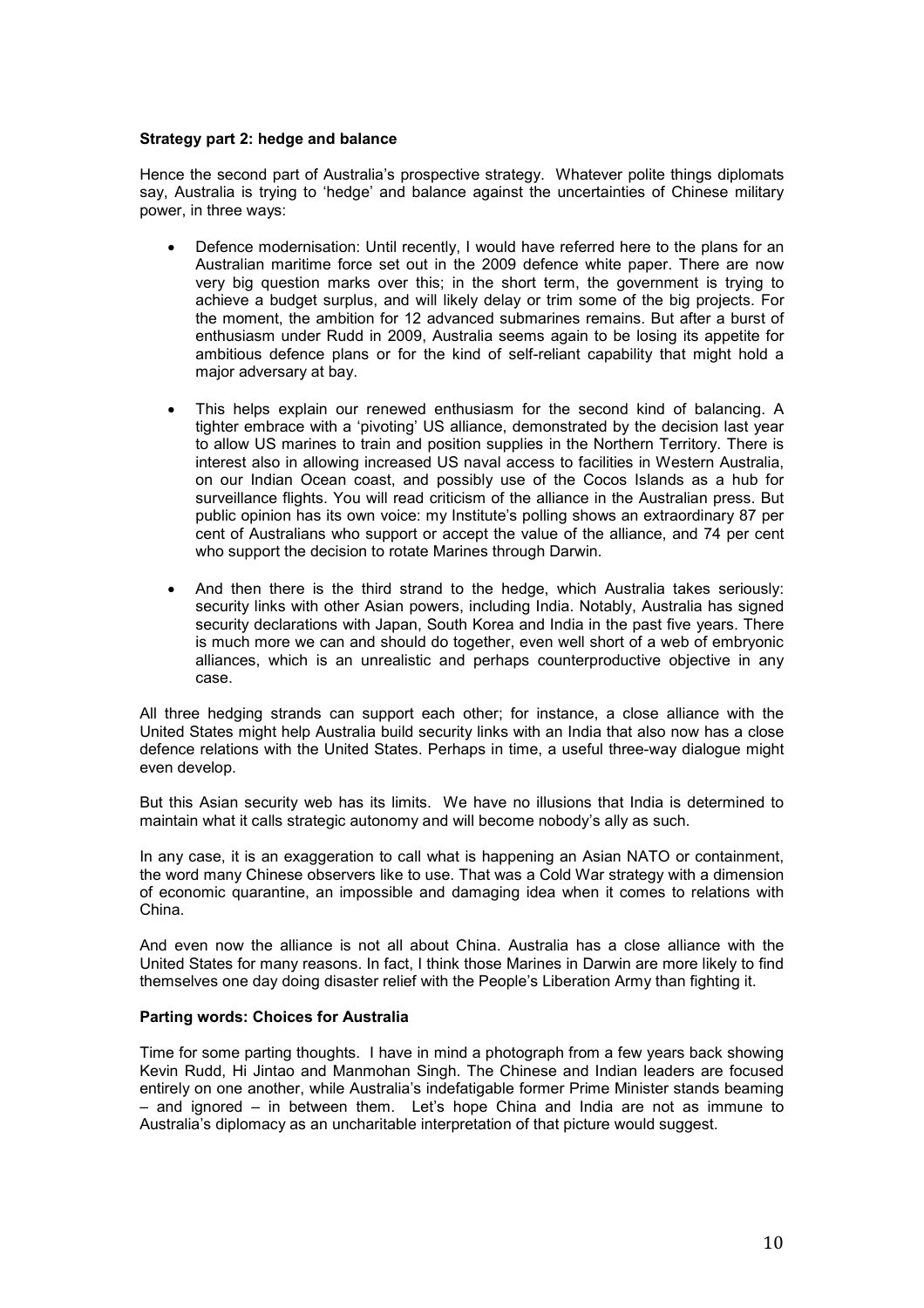**Strategy part 2: hedge and balance**

Hence the second part of Australia's prospective strategy. Whatever polite things diplomats say, Australia is trying to 'hedge' and balance against the uncertainties of Chinese military power, in three ways:

- Defence modernisation: Until recently, I would have referred here to the plans for an Australian maritime force set out in the 2009 defence white paper. There are now very big question marks over this; in the short term, the government is trying to achieve a budget surplus, and will likely delay or trim some of the big projects. For the moment, the ambition for 12 advanced submarines remains. But after a burst of enthusiasm under Rudd in 2009, Australia seems again to be losing its appetite for ambitious defence plans or for the kind of self-reliant capability that might hold a major adversary at bay.

- This helps explain our renewed enthusiasm for the second kind of balancing. A tighter embrace with a 'pivoting' US alliance, demonstrated by the decision last year to allow US marines to train and position supplies in the Northern Territory. There is interest also in allowing increased US naval access to facilities in Western Australia, on our Indian Ocean coast, and possibly use of the Cocos Islands as a hub for surveillance flights. You will read criticism of the alliance in the Australian press. But public opinion has its own voice: my Institute's polling shows an extraordinary 87 per cent of Australians who support or accept the value of the alliance, and 74 per cent who support the decision to rotate Marines through Darwin.

- And then there is the third strand to the hedge, which Australia takes seriously: security links with other Asian powers, including India. Notably, Australia has signed security declarations with Japan, South Korea and India in the past five years. There is much more we can and should do together, even well short of a web of embryonic alliances, which is an unrealistic and perhaps counterproductive objective in any case.

All three hedging strands can support each other; for instance, a close alliance with the United States might help Australia build security links with an India that also now has a close defence relations with the United States. Perhaps in time, a useful three-way dialogue might even develop.

But this Asian security web has its limits. We have no illusions that India is determined to maintain what it calls strategic autonomy and will become nobody's ally as such.

In any case, it is an exaggeration to call what is happening an Asian NATO or containment, the word many Chinese observers like to use. That was a Cold War strategy with a dimension of economic quarantine, an impossible and damaging idea when it comes to relations with China.

And even now the alliance is not all about China. Australia has a close alliance with the United States for many reasons. In fact, I think those Marines in Darwin are more likely to find themselves one day doing disaster relief with the People's Liberation Army than fighting it.

**Parting words: Choices for Australia**

Time for some parting thoughts. I have in mind a photograph from a few years back showing Kevin Rudd, Hi Jintao and Manmohan Singh. The Chinese and Indian leaders are focused entirely on one another, while Australia's indefatigable former Prime Minister stands beaming – and ignored – in between them. Let's hope China and India are not as immune to Australia's diplomacy as an uncharitable interpretation of that picture would suggest.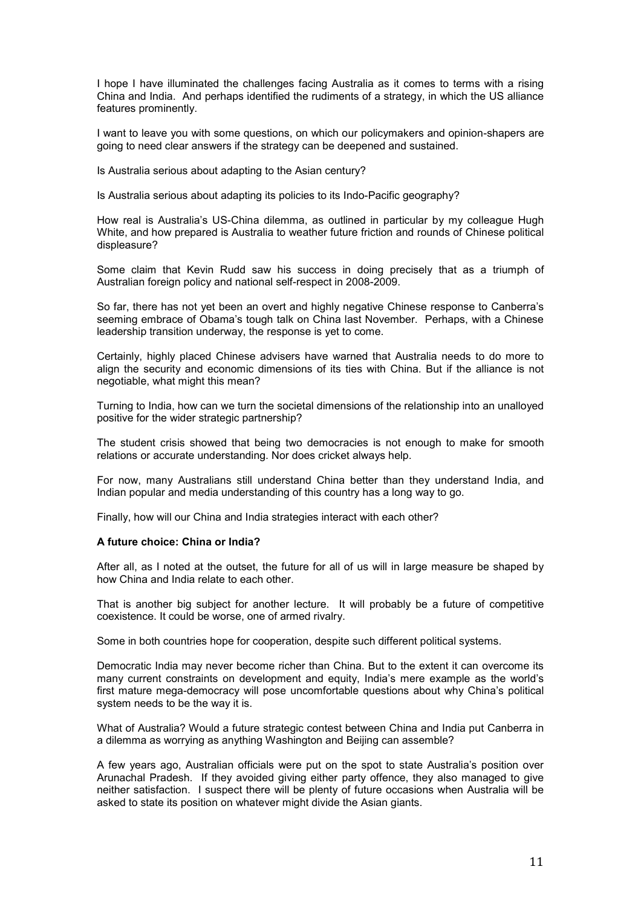I hope I have illuminated the challenges facing Australia as it comes to terms with a rising China and India. And perhaps identified the rudiments of a strategy, in which the US alliance features prominently.

I want to leave you with some questions, on which our policymakers and opinion-shapers are going to need clear answers if the strategy can be deepened and sustained.

Is Australia serious about adapting to the Asian century?

Is Australia serious about adapting its policies to its Indo-Pacific geography?

How real is Australia's US-China dilemma, as outlined in particular by my colleague Hugh White, and how prepared is Australia to weather future friction and rounds of Chinese political displeasure?

Some claim that Kevin Rudd saw his success in doing precisely that as a triumph of Australian foreign policy and national self-respect in 2008-2009.

So far, there has not yet been an overt and highly negative Chinese response to Canberra's seeming embrace of Obama's tough talk on China last November. Perhaps, with a Chinese leadership transition underway, the response is yet to come.

Certainly, highly placed Chinese advisers have warned that Australia needs to do more to align the security and economic dimensions of its ties with China. But if the alliance is not negotiable, what might this mean?

Turning to India, how can we turn the societal dimensions of the relationship into an unalloyed positive for the wider strategic partnership?

The student crisis showed that being two democracies is not enough to make for smooth relations or accurate understanding. Nor does cricket always help.

For now, many Australians still understand China better than they understand India, and Indian popular and media understanding of this country has a long way to go.

Finally, how will our China and India strategies interact with each other?

**A future choice: China or India?**

After all, as I noted at the outset, the future for all of us will in large measure be shaped by how China and India relate to each other.

That is another big subject for another lecture. It will probably be a future of competitive coexistence. It could be worse, one of armed rivalry.

Some in both countries hope for cooperation, despite such different political systems.

Democratic India may never become richer than China. But to the extent it can overcome its many current constraints on development and equity, India's mere example as the world's first mature mega-democracy will pose uncomfortable questions about why China's political system needs to be the way it is.

What of Australia? Would a future strategic contest between China and India put Canberra in a dilemma as worrying as anything Washington and Beijing can assemble?

A few years ago, Australian officials were put on the spot to state Australia's position over Arunachal Pradesh. If they avoided giving either party offence, they also managed to give neither satisfaction. I suspect there will be plenty of future occasions when Australia will be asked to state its position on whatever might divide the Asian giants.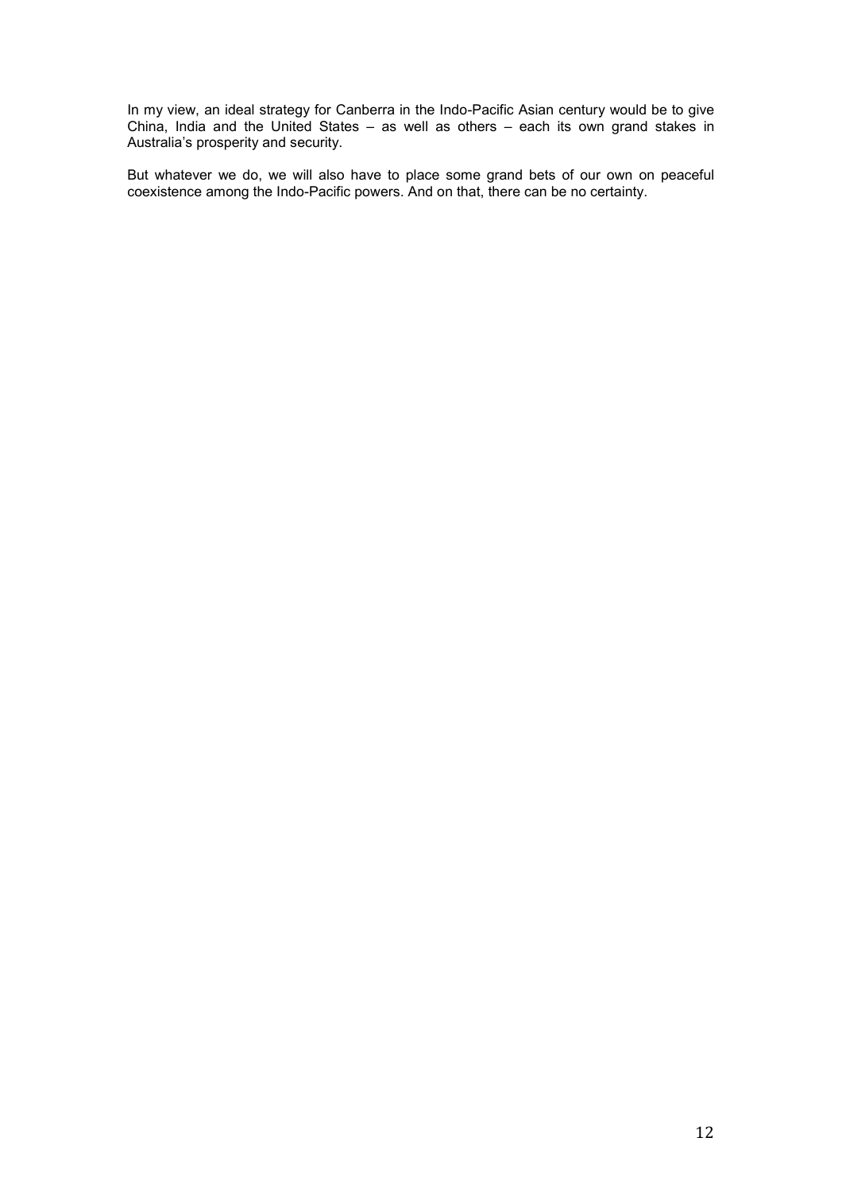In my view, an ideal strategy for Canberra in the Indo-Pacific Asian century would be to give China, India and the United States – as well as others – each its own grand stakes in Australia's prosperity and security.

But whatever we do, we will also have to place some grand bets of our own on peaceful coexistence among the Indo-Pacific powers. And on that, there can be no certainty.